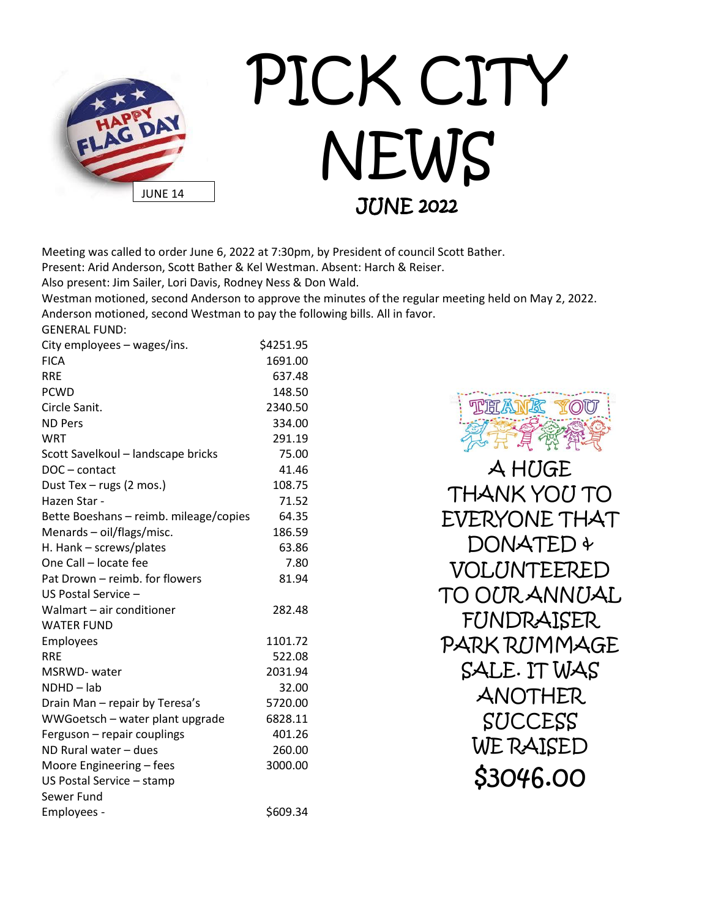HAPPY FLAG DAY

JUNE 14

# PICK CITY NEWS

## JUNE 2022

Meeting was called to order June 6, 2022 at 7:30pm, by President of council Scott Bather.
Present: Arid Anderson, Scott Bather & Kel Westman. Absent: Harch & Reiser.
Also present: Jim Sailer, Lori Davis, Rodney Ness & Don Wald.
Westman motioned, second Anderson to approve the minutes of the regular meeting held on May 2, 2022.
Anderson motioned, second Westman to pay the following bills. All in favor.

GENERAL FUND:

| | |
|---|---|
| City employees – wages/ins. | $4251.95 |
| FICA | 1691.00 |
| RRE | 637.48 |
| PCWD | 148.50 |
| Circle Sanit. | 2340.50 |
| ND Pers | 334.00 |
| WRT | 291.19 |
| Scott Savelkoul – landscape bricks | 75.00 |
| DOC – contact | 41.46 |
| Dust Tex – rugs (2 mos.) | 108.75 |
| Hazen Star - | 71.52 |
| Bette Boeshans – reimb. mileage/copies | 64.35 |
| Menards – oil/flags/misc. | 186.59 |
| H. Hank – screws/plates | 63.86 |
| One Call – locate fee | 7.80 |
| Pat Drown – reimb. for flowers | 81.94 |
| US Postal Service – | |
| Walmart – air conditioner | 282.48 |
| WATER FUND | |
| Employees | 1101.72 |
| RRE | 522.08 |
| MSRWD- water | 2031.94 |
| NDHD – lab | 32.00 |
| Drain Man – repair by Teresa's | 5720.00 |
| WWGoetsch – water plant upgrade | 6828.11 |
| Ferguson – repair couplings | 401.26 |
| ND Rural water – dues | 260.00 |
| Moore Engineering – fees | 3000.00 |
| US Postal Service – stamp | |
| Sewer Fund | |
| Employees - | $609.34 |

THANK YOU

A HUGE THANK YOU TO EVERYONE THAT DONATED & VOLUNTEERED TO OUR ANNUAL FUNDRAISER PARK RUMMAGE SALE. IT WAS ANOTHER SUCCESS WE RAISED **$3046.00**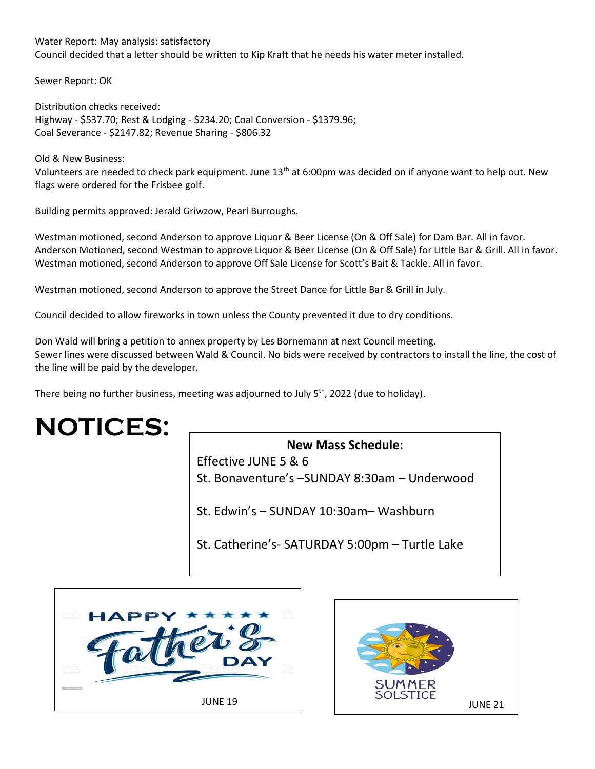Water Report: May analysis: satisfactory
Council decided that a letter should be written to Kip Kraft that he needs his water meter installed.

Sewer Report: OK

Distribution checks received:
Highway - $537.70; Rest & Lodging - $234.20; Coal Conversion - $1379.96;
Coal Severance - $2147.82; Revenue Sharing - $806.32

Old & New Business:
Volunteers are needed to check park equipment. June 13th at 6:00pm was decided on if anyone want to help out. New flags were ordered for the Frisbee golf.

Building permits approved: Jerald Griwzow, Pearl Burroughs.

Westman motioned, second Anderson to approve Liquor & Beer License (On & Off Sale) for Dam Bar. All in favor.
Anderson Motioned, second Westman to approve Liquor & Beer License (On & Off Sale) for Little Bar & Grill. All in favor.
Westman motioned, second Anderson to approve Off Sale License for Scott's Bait & Tackle. All in favor.

Westman motioned, second Anderson to approve the Street Dance for Little Bar & Grill in July.

Council decided to allow fireworks in town unless the County prevented it due to dry conditions.

Don Wald will bring a petition to annex property by Les Bornemann at next Council meeting.
Sewer lines were discussed between Wald & Council. No bids were received by contractors to install the line, the cost of the line will be paid by the developer.

There being no further business, meeting was adjourned to July 5th, 2022 (due to holiday).

# NOTICES:

**New Mass Schedule:**

Effective JUNE 5 & 6

St. Bonaventure's –SUNDAY 8:30am – Underwood

St. Edwin's – SUNDAY 10:30am– Washburn

St. Catherine's- SATURDAY 5:00pm – Turtle Lake

HAPPY Father's DAY

JUNE 19

SUMMER SOLSTICE

JUNE 21